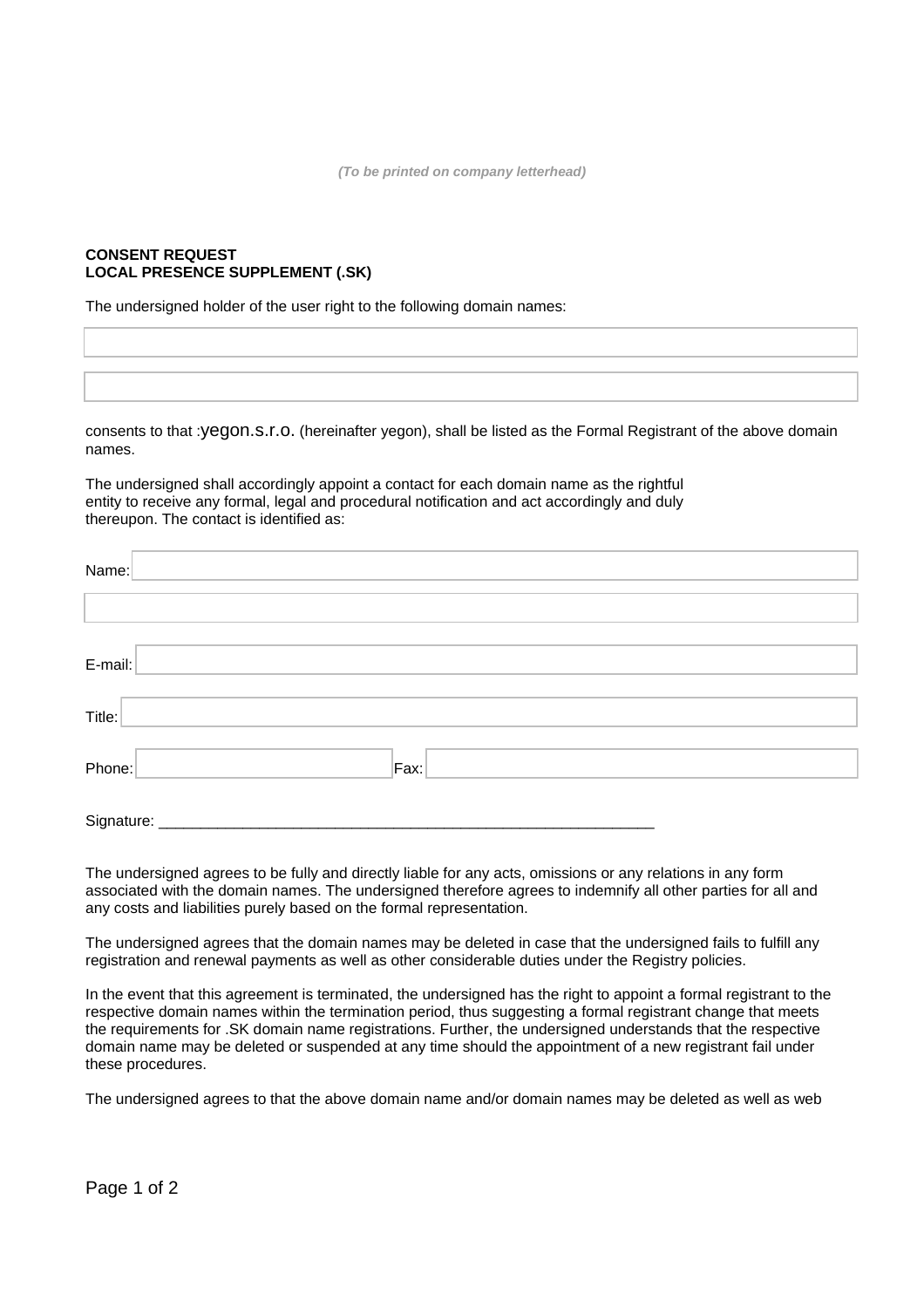*(To be printed on company letterhead)*

**CONSENT REQUEST**
**LOCAL PRESENCE SUPPLEMENT (.SK)**

The undersigned holder of the user right to the following domain names:

consents to that :yegon.s.r.o. (hereinafter yegon), shall be listed as the Formal Registrant of the above domain names.

The undersigned shall accordingly appoint a contact for each domain name as the rightful entity to receive any formal, legal and procedural notification and act accordingly and duly thereupon. The contact is identified as:

Name:

E-mail:

Title:

Phone: Fax:

Signature: ___________________________________________________________

The undersigned agrees to be fully and directly liable for any acts, omissions or any relations in any form associated with the domain names. The undersigned therefore agrees to indemnify all other parties for all and any costs and liabilities purely based on the formal representation.

The undersigned agrees that the domain names may be deleted in case that the undersigned fails to fulfill any registration and renewal payments as well as other considerable duties under the Registry policies.

In the event that this agreement is terminated, the undersigned has the right to appoint a formal registrant to the respective domain names within the termination period, thus suggesting a formal registrant change that meets the requirements for .SK domain name registrations. Further, the undersigned understands that the respective domain name may be deleted or suspended at any time should the appointment of a new registrant fail under these procedures.

The undersigned agrees to that the above domain name and/or domain names may be deleted as well as web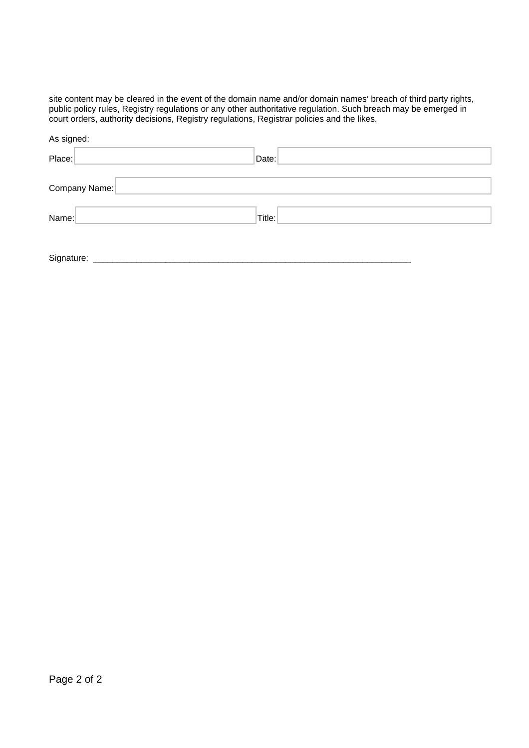site content may be cleared in the event of the domain name and/or domain names' breach of third party rights, public policy rules, Registry regulations or any other authoritative regulation. Such breach may be emerged in court orders, authority decisions, Registry regulations, Registrar policies and the likes.

As signed:

Place: ____________________ Date: ____________________

Company Name: ____________________

Name: ____________________ Title: ____________________

Signature: ___________________________________________________________________